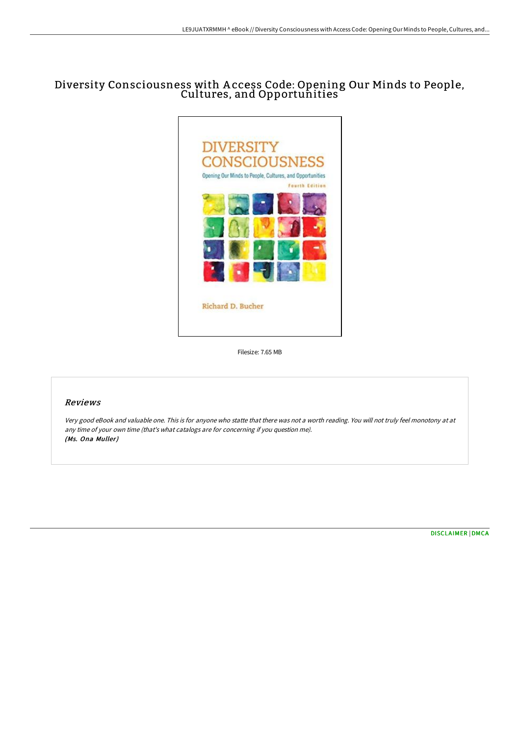# Diversity Consciousness with Access Code: Opening Our Minds to People, Cultures, and Opportunities

Filesize: 7.65 MB

## Reviews

*Very good eBook and valuable one. This is for anyone who statte that there was not a worth reading. You will not truly feel monotony at at any time of your own time (that's what catalogs are for concerning if you question me).*
***(Ms. Ona Muller)***

DISCLAIMER | DMCA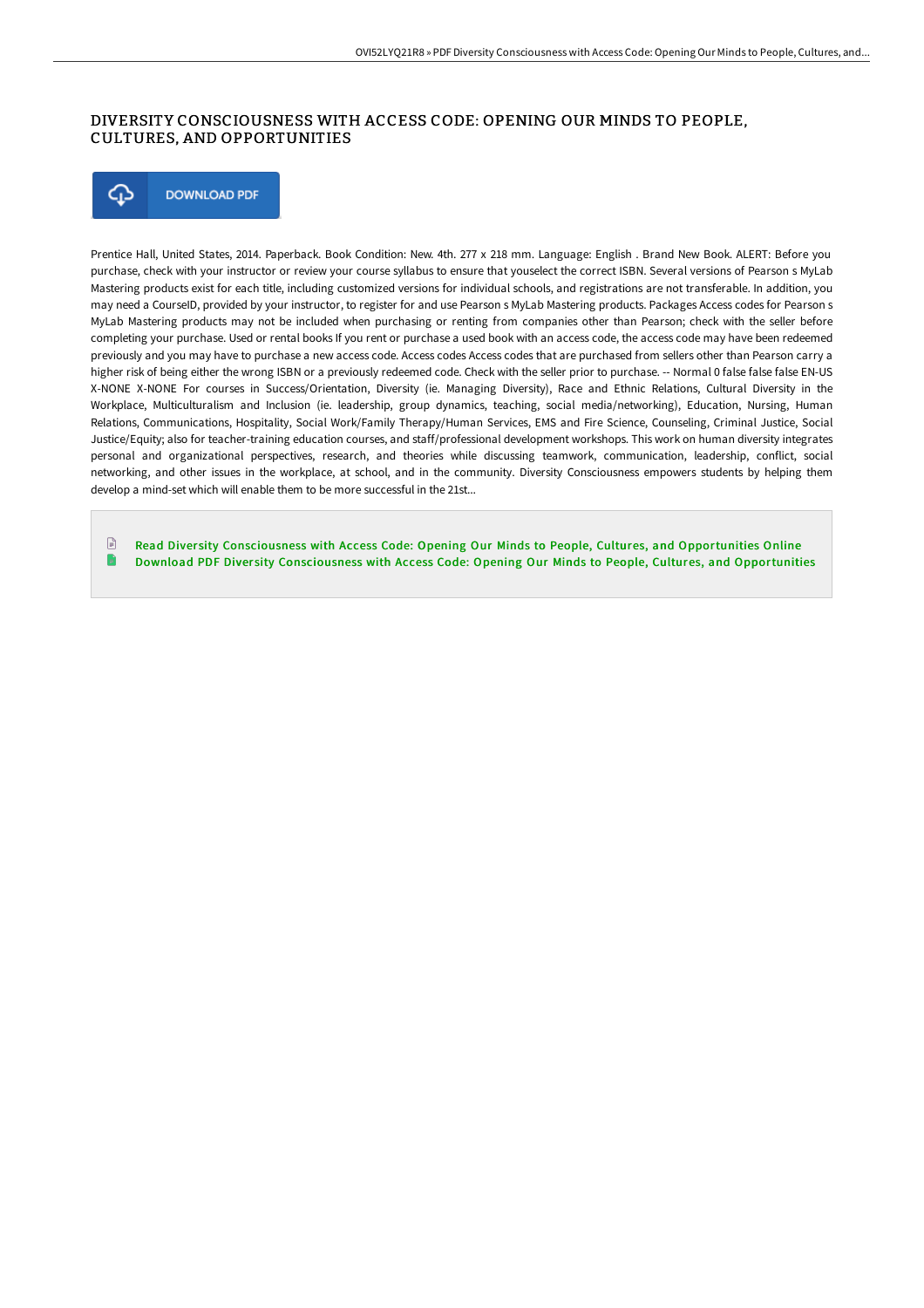# DIVERSITY CONSCIOUSNESS WITH ACCESS CODE: OPENING OUR MINDS TO PEOPLE, CULTURES, AND OPPORTUNITIES

DOWNLOAD PDF

Prentice Hall, United States, 2014. Paperback. Book Condition: New. 4th. 277 x 218 mm. Language: English . Brand New Book. ALERT: Before you purchase, check with your instructor or review your course syllabus to ensure that youselect the correct ISBN. Several versions of Pearson s MyLab Mastering products exist for each title, including customized versions for individual schools, and registrations are not transferable. In addition, you may need a CourseID, provided by your instructor, to register for and use Pearson s MyLab Mastering products. Packages Access codes for Pearson s MyLab Mastering products may not be included when purchasing or renting from companies other than Pearson; check with the seller before completing your purchase. Used or rental books If you rent or purchase a used book with an access code, the access code may have been redeemed previously and you may have to purchase a new access code. Access codes Access codes that are purchased from sellers other than Pearson carry a higher risk of being either the wrong ISBN or a previously redeemed code. Check with the seller prior to purchase. -- Normal 0 false false false EN-US X-NONE X-NONE For courses in Success/Orientation, Diversity (ie. Managing Diversity), Race and Ethnic Relations, Cultural Diversity in the Workplace, Multiculturalism and Inclusion (ie. leadership, group dynamics, teaching, social media/networking), Education, Nursing, Human Relations, Communications, Hospitality, Social Work/Family Therapy/Human Services, EMS and Fire Science, Counseling, Criminal Justice, Social Justice/Equity; also for teacher-training education courses, and staff/professional development workshops. This work on human diversity integrates personal and organizational perspectives, research, and theories while discussing teamwork, communication, leadership, conflict, social networking, and other issues in the workplace, at school, and in the community. Diversity Consciousness empowers students by helping them develop a mind-set which will enable them to be more successful in the 21st...

Read Diversity Consciousness with Access Code: Opening Our Minds to People, Cultures, and Opportunities Online

Download PDF Diversity Consciousness with Access Code: Opening Our Minds to People, Cultures, and Opportunities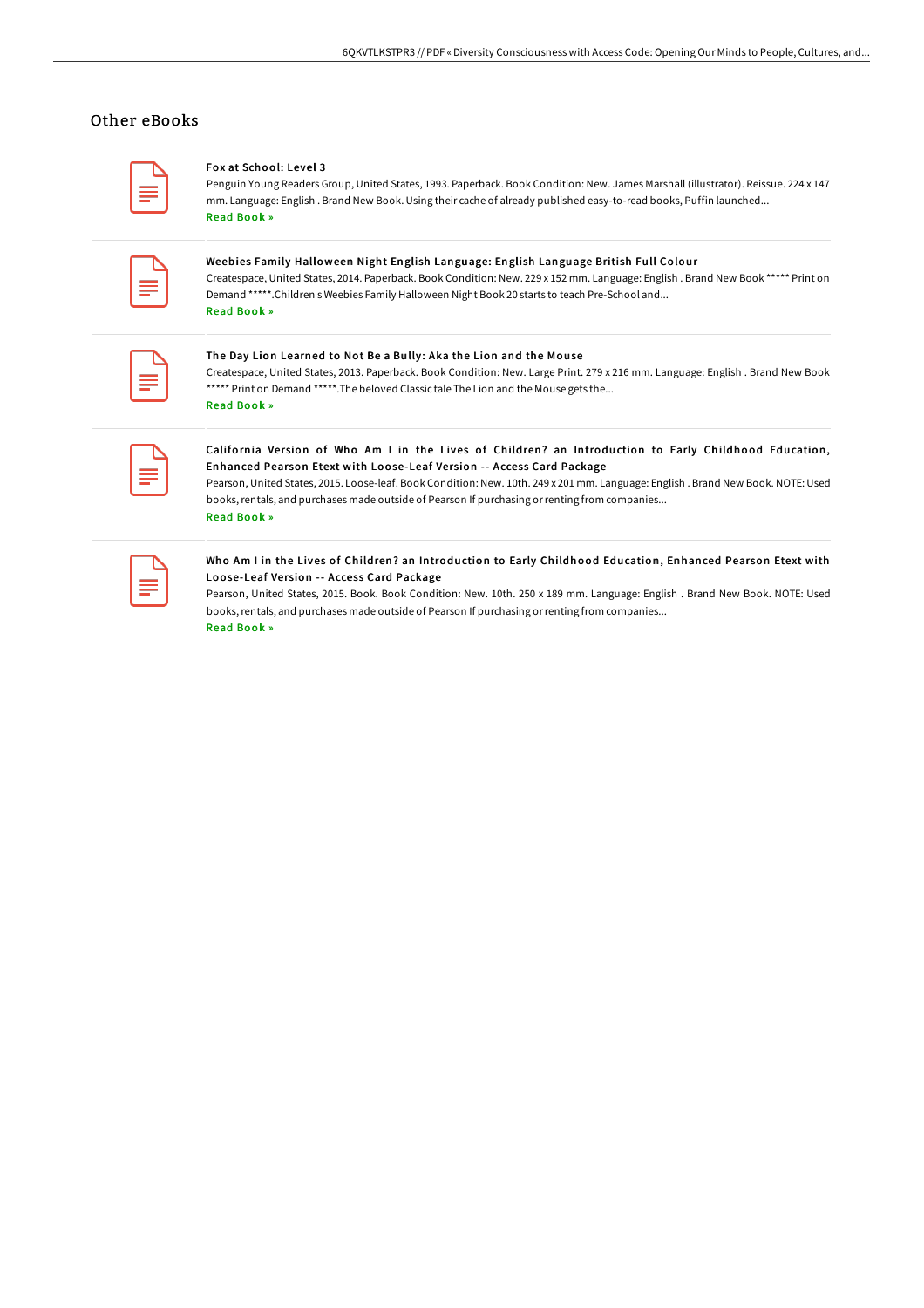## Other eBooks

### Fox at School: Level 3

Penguin Young Readers Group, United States, 1993. Paperback. Book Condition: New. James Marshall (illustrator). Reissue. 224 x 147 mm. Language: English . Brand New Book. Using their cache of already published easy-to-read books, Puffin launched...

Read Book »

### Weebies Family Halloween Night English Language: English Language British Full Colour

Createspace, United States, 2014. Paperback. Book Condition: New. 229 x 152 mm. Language: English . Brand New Book ***** Print on Demand *****.Children s Weebies Family Halloween Night Book 20 starts to teach Pre-School and...

Read Book »

### The Day Lion Learned to Not Be a Bully: Aka the Lion and the Mouse

Createspace, United States, 2013. Paperback. Book Condition: New. Large Print. 279 x 216 mm. Language: English . Brand New Book ***** Print on Demand *****.The beloved Classic tale The Lion and the Mouse gets the...

Read Book »

### California Version of Who Am I in the Lives of Children? an Introduction to Early Childhood Education, Enhanced Pearson Etext with Loose-Leaf Version -- Access Card Package

Pearson, United States, 2015. Loose-leaf. Book Condition: New. 10th. 249 x 201 mm. Language: English . Brand New Book. NOTE: Used books, rentals, and purchases made outside of Pearson If purchasing or renting from companies...

Read Book »

### Who Am I in the Lives of Children? an Introduction to Early Childhood Education, Enhanced Pearson Etext with Loose-Leaf Version -- Access Card Package

Pearson, United States, 2015. Book. Book Condition: New. 10th. 250 x 189 mm. Language: English . Brand New Book. NOTE: Used books, rentals, and purchases made outside of Pearson If purchasing or renting from companies...

Read Book »